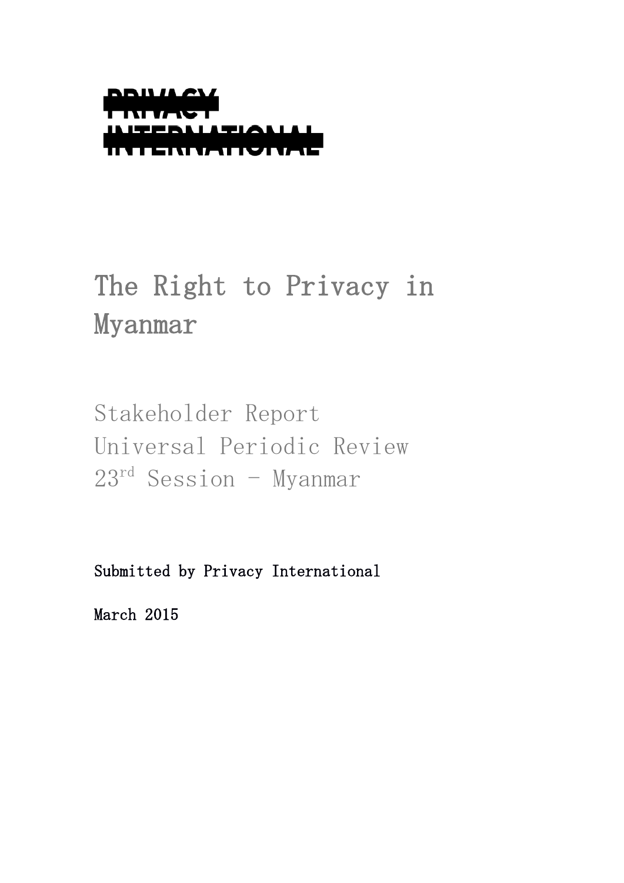PRIVACY INTERNATIONAL

# The Right to Privacy in Myanmar

Stakeholder Report
Universal Periodic Review
23rd Session – Myanmar

Submitted by Privacy International

March 2015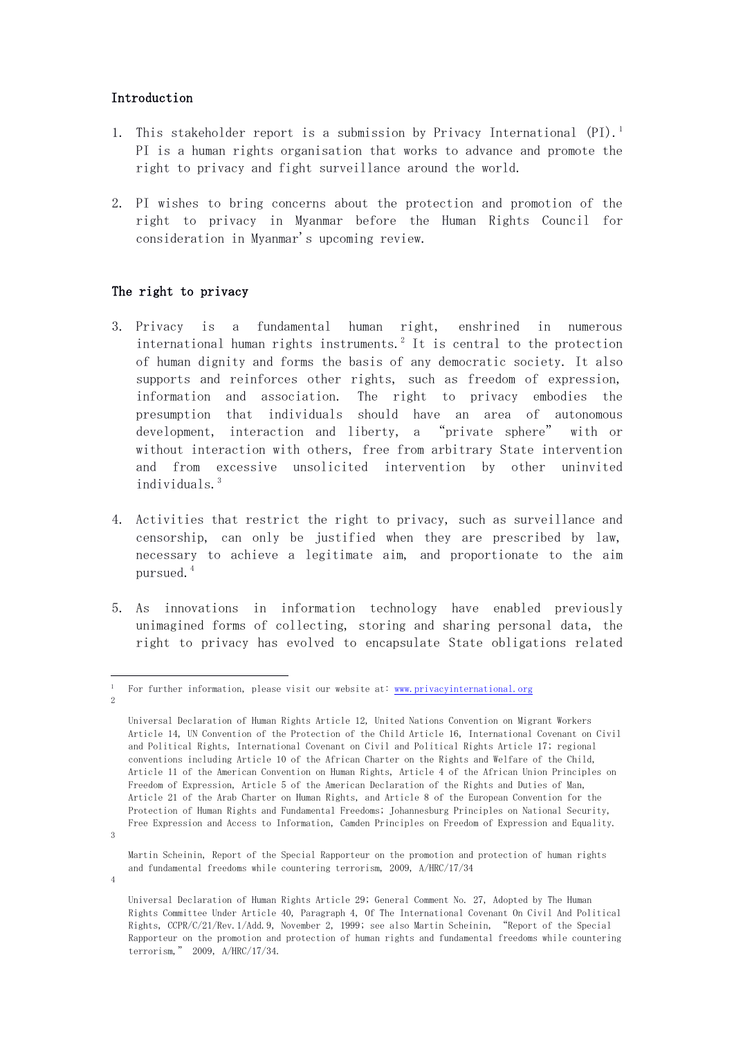## Introduction

1. This stakeholder report is a submission by Privacy International (PI).[1] PI is a human rights organisation that works to advance and promote the right to privacy and fight surveillance around the world.

2. PI wishes to bring concerns about the protection and promotion of the right to privacy in Myanmar before the Human Rights Council for consideration in Myanmar's upcoming review.

## The right to privacy

3. Privacy is a fundamental human right, enshrined in numerous international human rights instruments.[2] It is central to the protection of human dignity and forms the basis of any democratic society. It also supports and reinforces other rights, such as freedom of expression, information and association. The right to privacy embodies the presumption that individuals should have an area of autonomous development, interaction and liberty, a "private sphere" with or without interaction with others, free from arbitrary State intervention and from excessive unsolicited intervention by other uninvited individuals.[3]

4. Activities that restrict the right to privacy, such as surveillance and censorship, can only be justified when they are prescribed by law, necessary to achieve a legitimate aim, and proportionate to the aim pursued.[4]

5. As innovations in information technology have enabled previously unimagined forms of collecting, storing and sharing personal data, the right to privacy has evolved to encapsulate State obligations related

---

[1] For further information, please visit our website at: www.privacyinternational.org

[2] Universal Declaration of Human Rights Article 12, United Nations Convention on Migrant Workers Article 14, UN Convention of the Protection of the Child Article 16, International Covenant on Civil and Political Rights, International Covenant on Civil and Political Rights Article 17; regional conventions including Article 10 of the African Charter on the Rights and Welfare of the Child, Article 11 of the American Convention on Human Rights, Article 4 of the African Union Principles on Freedom of Expression, Article 5 of the American Declaration of the Rights and Duties of Man, Article 21 of the Arab Charter on Human Rights, and Article 8 of the European Convention for the Protection of Human Rights and Fundamental Freedoms; Johannesburg Principles on National Security, Free Expression and Access to Information, Camden Principles on Freedom of Expression and Equality.

[3] Martin Scheinin, Report of the Special Rapporteur on the promotion and protection of human rights and fundamental freedoms while countering terrorism, 2009, A/HRC/17/34

[4] Universal Declaration of Human Rights Article 29; General Comment No. 27, Adopted by The Human Rights Committee Under Article 40, Paragraph 4, Of The International Covenant On Civil And Political Rights, CCPR/C/21/Rev.1/Add.9, November 2, 1999; see also Martin Scheinin, "Report of the Special Rapporteur on the promotion and protection of human rights and fundamental freedoms while countering terrorism," 2009, A/HRC/17/34.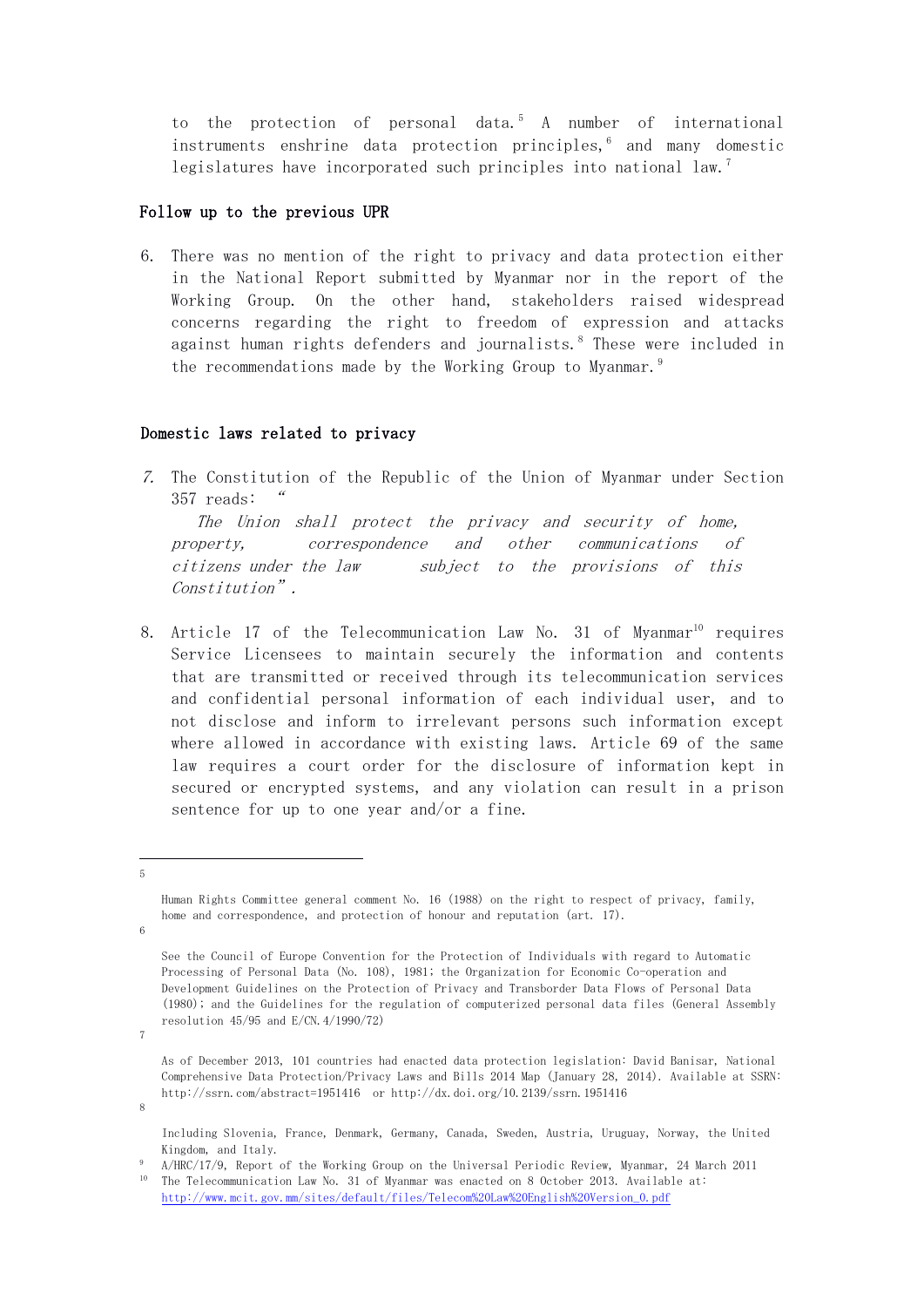to the protection of personal data.[5] A number of international instruments enshrine data protection principles,[6] and many domestic legislatures have incorporated such principles into national law.[7]

## Follow up to the previous UPR

6. There was no mention of the right to privacy and data protection either in the National Report submitted by Myanmar nor in the report of the Working Group. On the other hand, stakeholders raised widespread concerns regarding the right to freedom of expression and attacks against human rights defenders and journalists.[8] These were included in the recommendations made by the Working Group to Myanmar.[9]

## Domestic laws related to privacy

7. The Constitution of the Republic of the Union of Myanmar under Section 357 reads: "*The Union shall protect the privacy and security of home, property, correspondence and other communications of citizens under the law subject to the provisions of this Constitution*".

8. Article 17 of the Telecommunication Law No. 31 of Myanmar[10] requires Service Licensees to maintain securely the information and contents that are transmitted or received through its telecommunication services and confidential personal information of each individual user, and to not disclose and inform to irrelevant persons such information except where allowed in accordance with existing laws. Article 69 of the same law requires a court order for the disclosure of information kept in secured or encrypted systems, and any violation can result in a prison sentence for up to one year and/or a fine.

---

[5] Human Rights Committee general comment No. 16 (1988) on the right to respect of privacy, family, home and correspondence, and protection of honour and reputation (art. 17).

[6] See the Council of Europe Convention for the Protection of Individuals with regard to Automatic Processing of Personal Data (No. 108), 1981; the Organization for Economic Co-operation and Development Guidelines on the Protection of Privacy and Transborder Data Flows of Personal Data (1980); and the Guidelines for the regulation of computerized personal data files (General Assembly resolution 45/95 and E/CN.4/1990/72)

[7] As of December 2013, 101 countries had enacted data protection legislation: David Banisar, National Comprehensive Data Protection/Privacy Laws and Bills 2014 Map (January 28, 2014). Available at SSRN: http://ssrn.com/abstract=1951416 or http://dx.doi.org/10.2139/ssrn.1951416

[8] Including Slovenia, France, Denmark, Germany, Canada, Sweden, Austria, Uruguay, Norway, the United Kingdom, and Italy.

[9] A/HRC/17/9, Report of the Working Group on the Universal Periodic Review, Myanmar, 24 March 2011

[10] The Telecommunication Law No. 31 of Myanmar was enacted on 8 October 2013. Available at: http://www.mcit.gov.mm/sites/default/files/Telecom%20Law%20English%20Version_0.pdf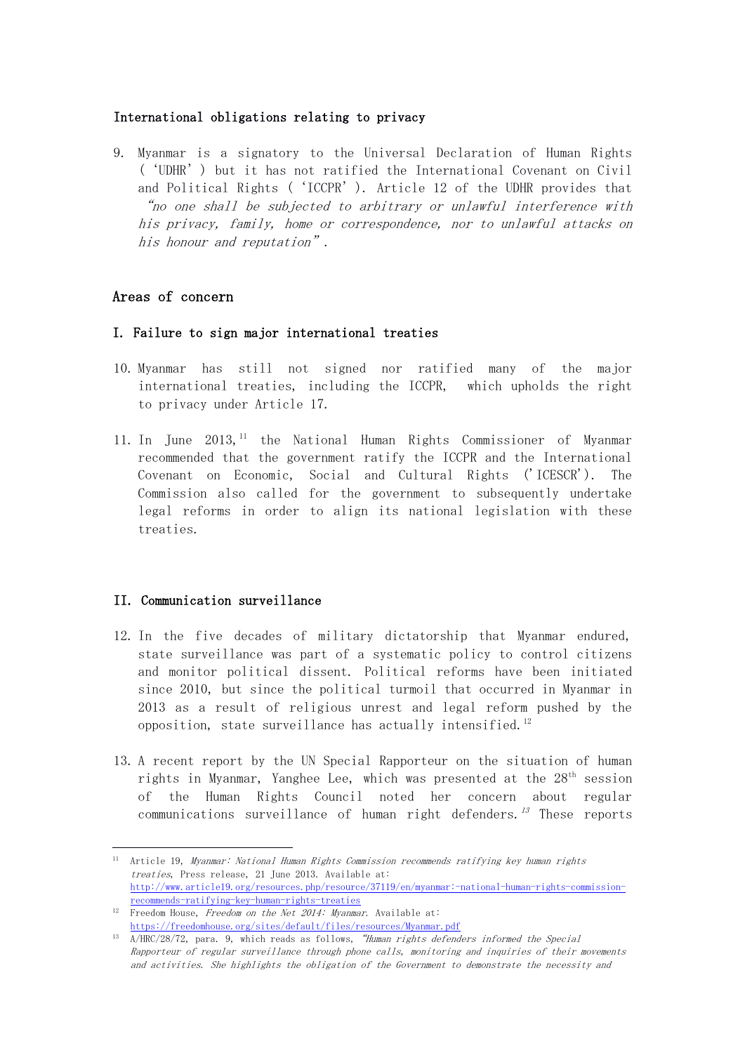### International obligations relating to privacy

9. Myanmar is a signatory to the Universal Declaration of Human Rights (‘UDHR’) but it has not ratified the International Covenant on Civil and Political Rights (‘ICCPR’). Article 12 of the UDHR provides that *“no one shall be subjected to arbitrary or unlawful interference with his privacy, family, home or correspondence, nor to unlawful attacks on his honour and reputation”*.

## Areas of concern

### I. Failure to sign major international treaties

10. Myanmar has still not signed nor ratified many of the major international treaties, including the ICCPR, which upholds the right to privacy under Article 17.

11. In June 2013,[11] the National Human Rights Commissioner of Myanmar recommended that the government ratify the ICCPR and the International Covenant on Economic, Social and Cultural Rights ('ICESCR'). The Commission also called for the government to subsequently undertake legal reforms in order to align its national legislation with these treaties.

### II. Communication surveillance

12. In the five decades of military dictatorship that Myanmar endured, state surveillance was part of a systematic policy to control citizens and monitor political dissent. Political reforms have been initiated since 2010, but since the political turmoil that occurred in Myanmar in 2013 as a result of religious unrest and legal reform pushed by the opposition, state surveillance has actually intensified.[12]

13. A recent report by the UN Special Rapporteur on the situation of human rights in Myanmar, Yanghee Lee, which was presented at the 28th session of the Human Rights Council noted her concern about regular communications surveillance of human right defenders.[13] These reports

---

[11] Article 19, *Myanmar: National Human Rights Commission recommends ratifying key human rights treaties*, Press release, 21 June 2013. Available at: http://www.article19.org/resources.php/resource/37119/en/myanmar:-national-human-rights-commission-recommends-ratifying-key-human-rights-treaties

[12] Freedom House, *Freedom on the Net 2014: Myanmar*. Available at: https://freedomhouse.org/sites/default/files/resources/Myanmar.pdf

[13] A/HRC/28/72, para. 9, which reads as follows, *“Human rights defenders informed the Special Rapporteur of regular surveillance through phone calls, monitoring and inquiries of their movements and activities. She highlights the obligation of the Government to demonstrate the necessity and*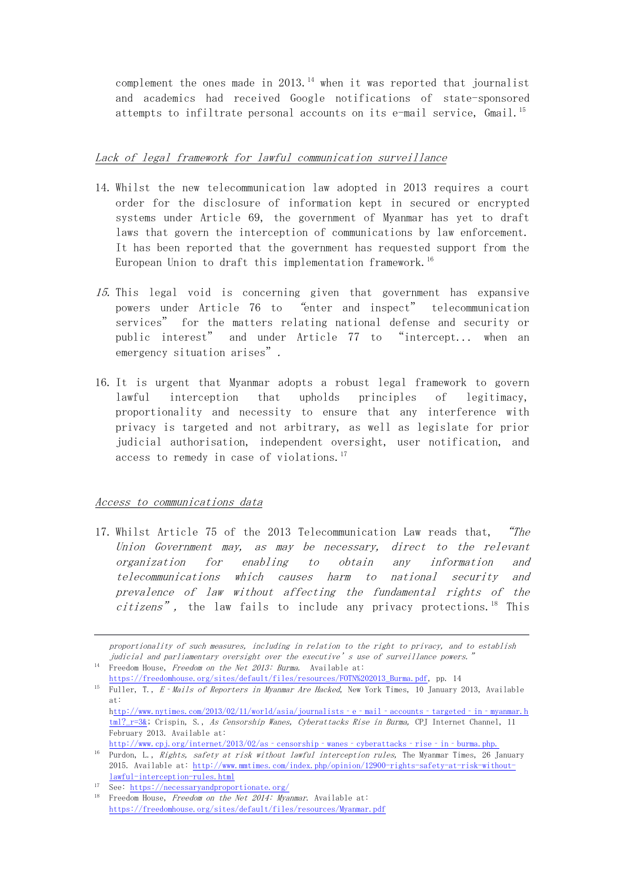complement the ones made in 2013.[14] when it was reported that journalist and academics had received Google notifications of state-sponsored attempts to infiltrate personal accounts on its e-mail service, Gmail.[15]

_Lack of legal framework for lawful communication surveillance_

14. Whilst the new telecommunication law adopted in 2013 requires a court order for the disclosure of information kept in secured or encrypted systems under Article 69, the government of Myanmar has yet to draft laws that govern the interception of communications by law enforcement. It has been reported that the government has requested support from the European Union to draft this implementation framework.[16]

15. This legal void is concerning given that government has expansive powers under Article 76 to "enter and inspect" telecommunication services" for the matters relating national defense and security or public interest" and under Article 77 to "intercept... when an emergency situation arises".

16. It is urgent that Myanmar adopts a robust legal framework to govern lawful interception that upholds principles of legitimacy, proportionality and necessity to ensure that any interference with privacy is targeted and not arbitrary, as well as legislate for prior judicial authorisation, independent oversight, user notification, and access to remedy in case of violations.[17]

_Access to communications data_

17. Whilst Article 75 of the 2013 Telecommunication Law reads that, *"The Union Government may, as may be necessary, direct to the relevant organization for enabling to obtain any information and telecommunications which causes harm to national security and prevalence of law without affecting the fundamental rights of the citizens"*, the law fails to include any privacy protections.[18] This

---

*proportionality of such measures, including in relation to the right to privacy, and to establish judicial and parliamentary oversight over the executive's use of surveillance powers."*

[14] Freedom House, *Freedom on the Net 2013: Burma*. Available at: https://freedomhouse.org/sites/default/files/resources/FOTN%202013_Burma.pdf, pp. 14

[15] Fuller, T., *E-Mails of Reporters in Myanmar Are Hacked*, New York Times, 10 January 2013, Available at: http://www.nytimes.com/2013/02/11/world/asia/journalists-e-mail-accounts-targeted-in-myanmar.html?_r=3&; Crispin, S., *As Censorship Wanes, Cyberattacks Rise in Burma*, CPJ Internet Channel, 11 February 2013. Available at: http://www.cpj.org/internet/2013/02/as-censorship-wanes-cyberattacks-rise-in-burma.php.

[16] Purdon, L., *Rights, safety at risk without lawful interception rules*, The Myanmar Times, 26 January 2015. Available at: http://www.mmtimes.com/index.php/opinion/12900-rights-safety-at-risk-without-lawful-interception-rules.html

[17] See: https://necessaryandproportionate.org/

[18] Freedom House, *Freedom on the Net 2014: Myanmar*. Available at: https://freedomhouse.org/sites/default/files/resources/Myanmar.pdf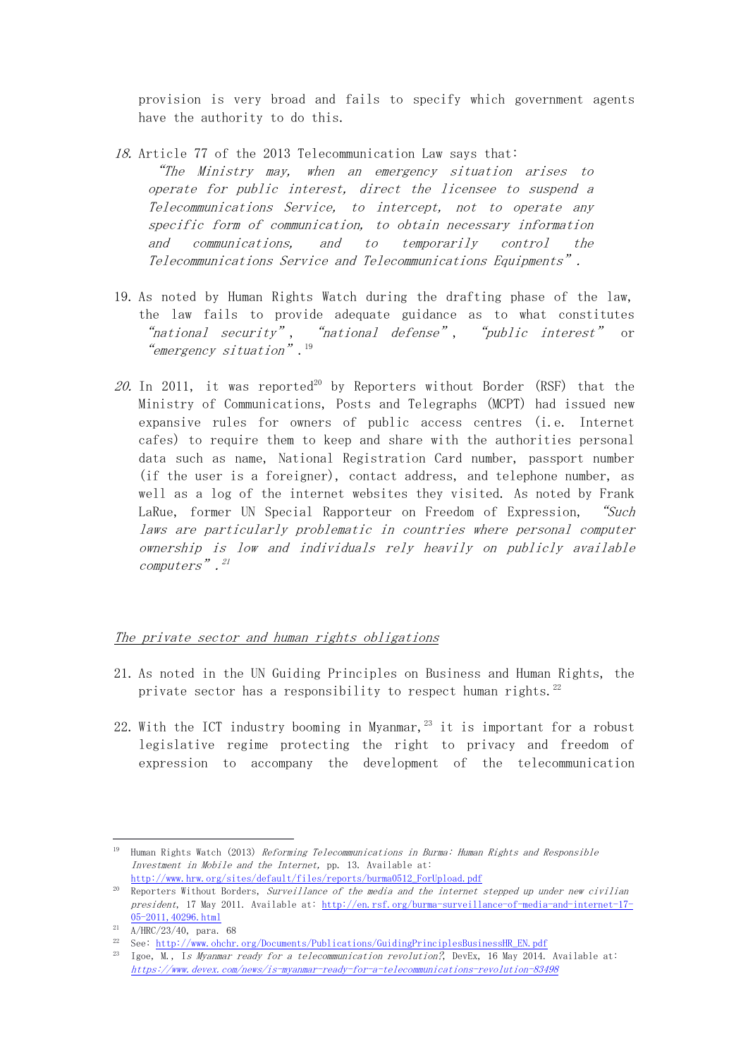provision is very broad and fails to specify which government agents have the authority to do this.

18. Article 77 of the 2013 Telecommunication Law says that:

    *"The Ministry may, when an emergency situation arises to operate for public interest, direct the licensee to suspend a Telecommunications Service, to intercept, not to operate any specific form of communication, to obtain necessary information and communications, and to temporarily control the Telecommunications Service and Telecommunications Equipments".*

19. As noted by Human Rights Watch during the drafting phase of the law, the law fails to provide adequate guidance as to what constitutes *"national security"*, *"national defense"*, *"public interest"* or *"emergency situation"*.[19]

20. In 2011, it was reported[20] by Reporters without Border (RSF) that the Ministry of Communications, Posts and Telegraphs (MCPT) had issued new expansive rules for owners of public access centres (i.e. Internet cafes) to require them to keep and share with the authorities personal data such as name, National Registration Card number, passport number (if the user is a foreigner), contact address, and telephone number, as well as a log of the internet websites they visited. As noted by Frank LaRue, former UN Special Rapporteur on Freedom of Expression, *"Such laws are particularly problematic in countries where personal computer ownership is low and individuals rely heavily on publicly available computers"*.[21]

## *The private sector and human rights obligations*

21. As noted in the UN Guiding Principles on Business and Human Rights, the private sector has a responsibility to respect human rights.[22]

22. With the ICT industry booming in Myanmar,[23] it is important for a robust legislative regime protecting the right to privacy and freedom of expression to accompany the development of the telecommunication

---

[19] Human Rights Watch (2013) *Reforming Telecommunications in Burma: Human Rights and Responsible Investment in Mobile and the Internet,* pp. 13. Available at: http://www.hrw.org/sites/default/files/reports/burma0512_ForUpload.pdf

[20] Reporters Without Borders, *Surveillance of the media and the internet stepped up under new civilian president*, 17 May 2011. Available at: http://en.rsf.org/burma-surveillance-of-media-and-internet-17-05-2011,40296.html

[21] A/HRC/23/40, para. 68

[22] See: http://www.ohchr.org/Documents/Publications/GuidingPrinciplesBusinessHR_EN.pdf

[23] Igoe, M., I*s Myanmar ready for a telecommunication revolution?*, DevEx, 16 May 2014. Available at: *https://www.devex.com/news/is-myanmar-ready-for-a-telecommunications-revolution-83498*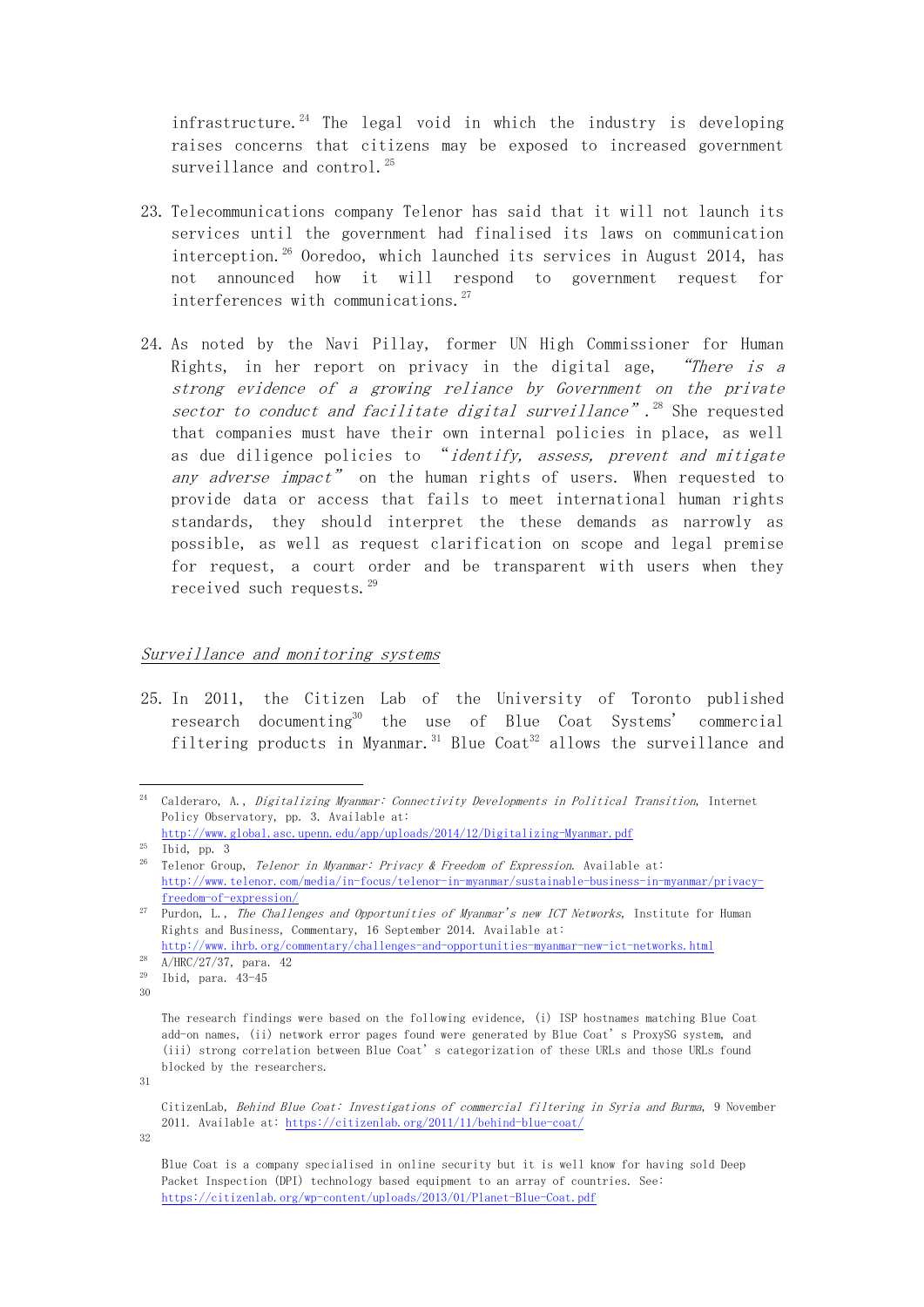infrastructure.[24] The legal void in which the industry is developing raises concerns that citizens may be exposed to increased government surveillance and control.[25]

23. Telecommunications company Telenor has said that it will not launch its services until the government had finalised its laws on communication interception.[26] Ooredoo, which launched its services in August 2014, has not announced how it will respond to government request for interferences with communications.[27]

24. As noted by the Navi Pillay, former UN High Commissioner for Human Rights, in her report on privacy in the digital age, *"There is a strong evidence of a growing reliance by Government on the private sector to conduct and facilitate digital surveillance"*.[28] She requested that companies must have their own internal policies in place, as well as due diligence policies to "*identify, assess, prevent and mitigate any adverse impact*" on the human rights of users. When requested to provide data or access that fails to meet international human rights standards, they should interpret the these demands as narrowly as possible, as well as request clarification on scope and legal premise for request, a court order and be transparent with users when they received such requests.[29]

## Surveillance and monitoring systems

25. In 2011, the Citizen Lab of the University of Toronto published research documenting[30] the use of Blue Coat Systems' commercial filtering products in Myanmar.[31] Blue Coat[32] allows the surveillance and

---

[24] Calderaro, A., *Digitalizing Myanmar: Connectivity Developments in Political Transition*, Internet Policy Observatory, pp. 3. Available at: http://www.global.asc.upenn.edu/app/uploads/2014/12/Digitalizing-Myanmar.pdf

[25] Ibid, pp. 3

[26] Telenor Group, *Telenor in Myanmar: Privacy & Freedom of Expression*. Available at: http://www.telenor.com/media/in-focus/telenor-in-myanmar/sustainable-business-in-myanmar/privacy-freedom-of-expression/

[27] Purdon, L., *The Challenges and Opportunities of Myanmar's new ICT Networks*, Institute for Human Rights and Business, Commentary, 16 September 2014. Available at: http://www.ihrb.org/commentary/challenges-and-opportunities-myanmar-new-ict-networks.html

[28] A/HRC/27/37, para. 42

[29] Ibid, para. 43-45

[30] The research findings were based on the following evidence, (i) ISP hostnames matching Blue Coat add-on names, (ii) network error pages found were generated by Blue Coat's ProxySG system, and (iii) strong correlation between Blue Coat's categorization of these URLs and those URLs found blocked by the researchers.

[31] CitizenLab, *Behind Blue Coat: Investigations of commercial filtering in Syria and Burma*, 9 November 2011. Available at: https://citizenlab.org/2011/11/behind-blue-coat/

[32] Blue Coat is a company specialised in online security but it is well know for having sold Deep Packet Inspection (DPI) technology based equipment to an array of countries. See: https://citizenlab.org/wp-content/uploads/2013/01/Planet-Blue-Coat.pdf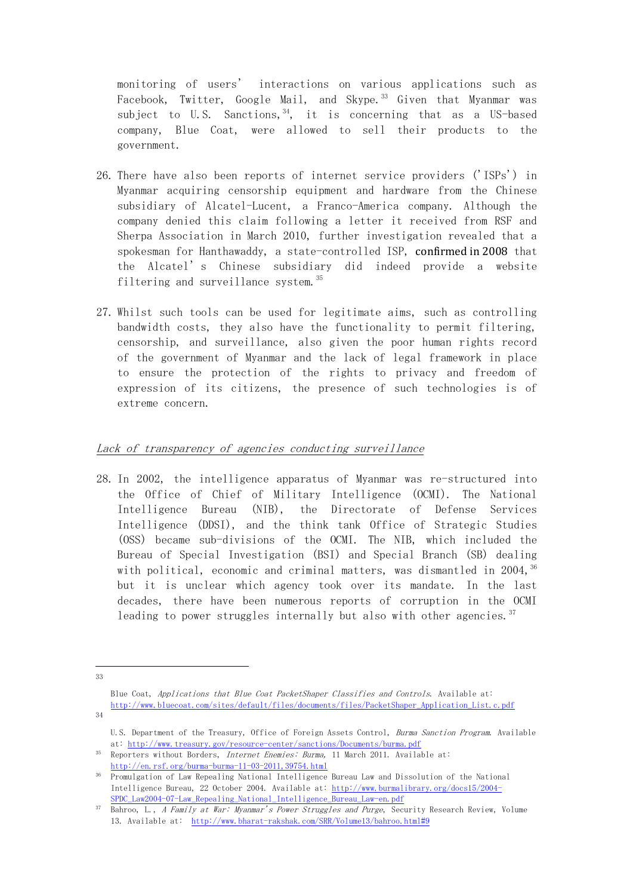monitoring of users' interactions on various applications such as Facebook, Twitter, Google Mail, and Skype.[33] Given that Myanmar was subject to U.S. Sanctions,[34], it is concerning that as a US-based company, Blue Coat, were allowed to sell their products to the government.

26. There have also been reports of internet service providers ('ISPs') in Myanmar acquiring censorship equipment and hardware from the Chinese subsidiary of Alcatel-Lucent, a Franco-America company. Although the company denied this claim following a letter it received from RSF and Sherpa Association in March 2010, further investigation revealed that a spokesman for Hanthawaddy, a state-controlled ISP, confirmed in 2008 that the Alcatel's Chinese subsidiary did indeed provide a website filtering and surveillance system.[35]

27. Whilst such tools can be used for legitimate aims, such as controlling bandwidth costs, they also have the functionality to permit filtering, censorship, and surveillance, also given the poor human rights record of the government of Myanmar and the lack of legal framework in place to ensure the protection of the rights to privacy and freedom of expression of its citizens, the presence of such technologies is of extreme concern.

*Lack of transparency of agencies conducting surveillance*

28. In 2002, the intelligence apparatus of Myanmar was re-structured into the Office of Chief of Military Intelligence (OCMI). The National Intelligence Bureau (NIB), the Directorate of Defense Services Intelligence (DDSI), and the think tank Office of Strategic Studies (OSS) became sub-divisions of the OCMI. The NIB, which included the Bureau of Special Investigation (BSI) and Special Branch (SB) dealing with political, economic and criminal matters, was dismantled in 2004,[36] but it is unclear which agency took over its mandate. In the last decades, there have been numerous reports of corruption in the OCMI leading to power struggles internally but also with other agencies.[37]

---

[33] Blue Coat, *Applications that Blue Coat PacketShaper Classifies and Controls*. Available at: http://www.bluecoat.com/sites/default/files/documents/files/PacketShaper_Application_List.c.pdf

[34] U.S. Department of the Treasury, Office of Foreign Assets Control, *Burma Sanction Program*. Available at: http://www.treasury.gov/resource-center/sanctions/Documents/burma.pdf

[35] Reporters without Borders, *Internet Enemies: Burma*, 11 March 2011. Available at: http://en.rsf.org/burma-burma-11-03-2011,39754.html

[36] Promulgation of Law Repealing National Intelligence Bureau Law and Dissolution of the National Intelligence Bureau, 22 October 2004. Available at: http://www.burmalibrary.org/docs15/2004-SPDC_Law2004-07-Law_Repealing_National_Intelligence_Bureau_Law-en.pdf

[37] Bahroo, L., *A Family at War: Myanmar's Power Struggles and Purge*, Security Research Review, Volume 13. Available at: http://www.bharat-rakshak.com/SRR/Volume13/bahroo.html#9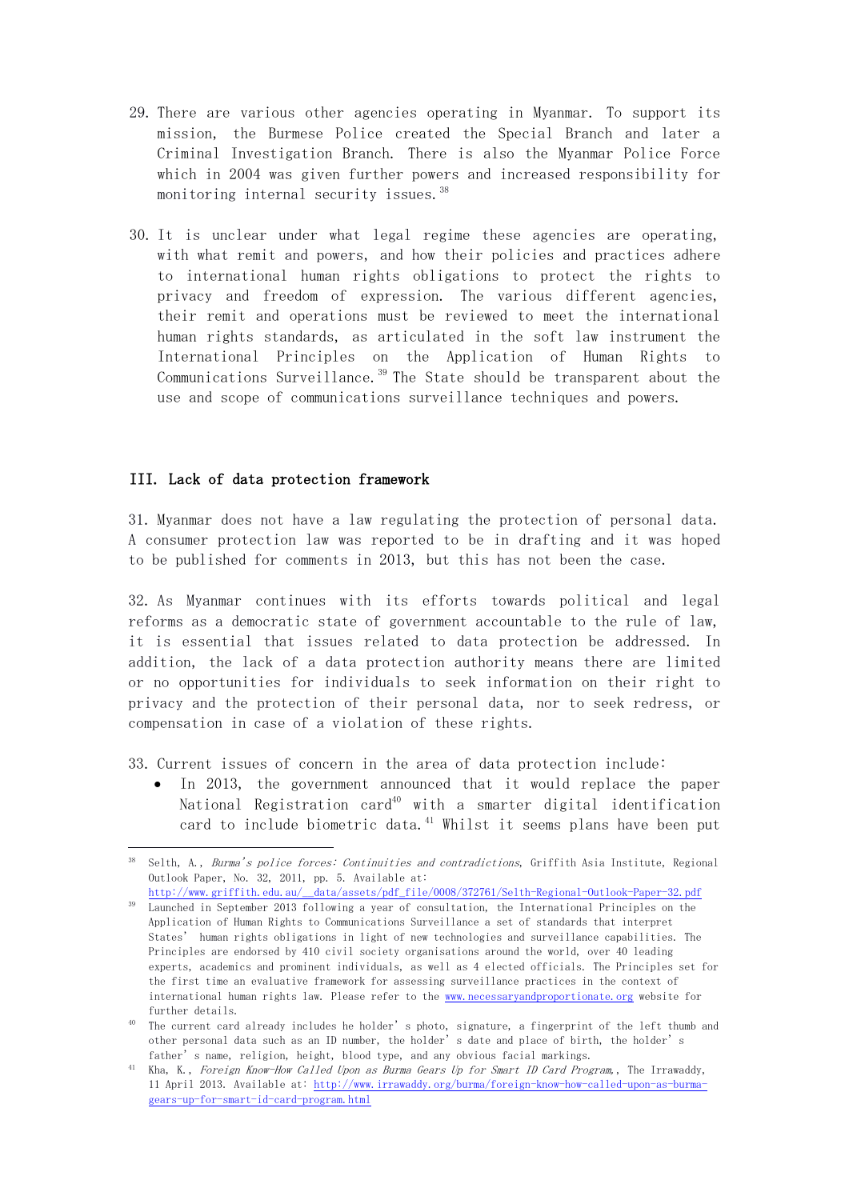29. There are various other agencies operating in Myanmar. To support its mission, the Burmese Police created the Special Branch and later a Criminal Investigation Branch. There is also the Myanmar Police Force which in 2004 was given further powers and increased responsibility for monitoring internal security issues.[38]

30. It is unclear under what legal regime these agencies are operating, with what remit and powers, and how their policies and practices adhere to international human rights obligations to protect the rights to privacy and freedom of expression. The various different agencies, their remit and operations must be reviewed to meet the international human rights standards, as articulated in the soft law instrument the International Principles on the Application of Human Rights to Communications Surveillance.[39] The State should be transparent about the use and scope of communications surveillance techniques and powers.

### III. Lack of data protection framework

31. Myanmar does not have a law regulating the protection of personal data. A consumer protection law was reported to be in drafting and it was hoped to be published for comments in 2013, but this has not been the case.

32. As Myanmar continues with its efforts towards political and legal reforms as a democratic state of government accountable to the rule of law, it is essential that issues related to data protection be addressed. In addition, the lack of a data protection authority means there are limited or no opportunities for individuals to seek information on their right to privacy and the protection of their personal data, nor to seek redress, or compensation in case of a violation of these rights.

33. Current issues of concern in the area of data protection include:

- In 2013, the government announced that it would replace the paper National Registration card[40] with a smarter digital identification card to include biometric data.[41] Whilst it seems plans have been put

---

[38] Selth, A., *Burma's police forces: Continuities and contradictions*, Griffith Asia Institute, Regional Outlook Paper, No. 32, 2011, pp. 5. Available at: http://www.griffith.edu.au/__data/assets/pdf_file/0008/372761/Selth-Regional-Outlook-Paper-32.pdf

[39] Launched in September 2013 following a year of consultation, the International Principles on the Application of Human Rights to Communications Surveillance a set of standards that interpret States' human rights obligations in light of new technologies and surveillance capabilities. The Principles are endorsed by 410 civil society organisations around the world, over 40 leading experts, academics and prominent individuals, as well as 4 elected officials. The Principles set for the first time an evaluative framework for assessing surveillance practices in the context of international human rights law. Please refer to the www.necessaryandproportionate.org website for further details.

[40] The current card already includes he holder's photo, signature, a fingerprint of the left thumb and other personal data such as an ID number, the holder's date and place of birth, the holder's father's name, religion, height, blood type, and any obvious facial markings.

[41] Kha, K., *Foreign Know-How Called Upon as Burma Gears Up for Smart ID Card Program,*, The Irrawaddy, 11 April 2013. Available at: http://www.irrawaddy.org/burma/foreign-know-how-called-upon-as-burma-gears-up-for-smart-id-card-program.html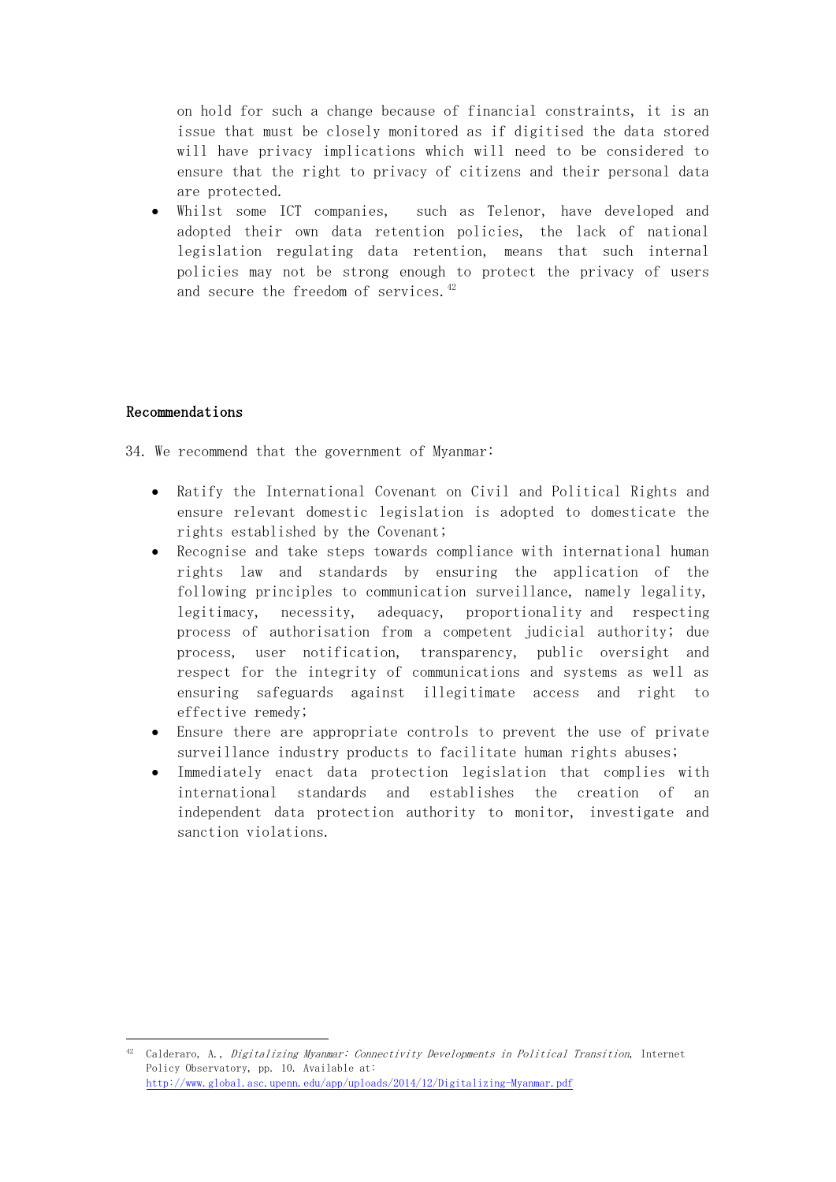on hold for such a change because of financial constraints, it is an issue that must be closely monitored as if digitised the data stored will have privacy implications which will need to be considered to ensure that the right to privacy of citizens and their personal data are protected.

- Whilst some ICT companies, such as Telenor, have developed and adopted their own data retention policies, the lack of national legislation regulating data retention, means that such internal policies may not be strong enough to protect the privacy of users and secure the freedom of services.[42]

**Recommendations**

34. We recommend that the government of Myanmar:

- Ratify the International Covenant on Civil and Political Rights and ensure relevant domestic legislation is adopted to domesticate the rights established by the Covenant;
- Recognise and take steps towards compliance with international human rights law and standards by ensuring the application of the following principles to communication surveillance, namely legality, legitimacy, necessity, adequacy, proportionality and respecting process of authorisation from a competent judicial authority; due process, user notification, transparency, public oversight and respect for the integrity of communications and systems as well as ensuring safeguards against illegitimate access and right to effective remedy;
- Ensure there are appropriate controls to prevent the use of private surveillance industry products to facilitate human rights abuses;
- Immediately enact data protection legislation that complies with international standards and establishes the creation of an independent data protection authority to monitor, investigate and sanction violations.

[42] Calderaro, A., *Digitalizing Myanmar: Connectivity Developments in Political Transition*, Internet Policy Observatory, pp. 10. Available at: http://www.global.asc.upenn.edu/app/uploads/2014/12/Digitalizing-Myanmar.pdf